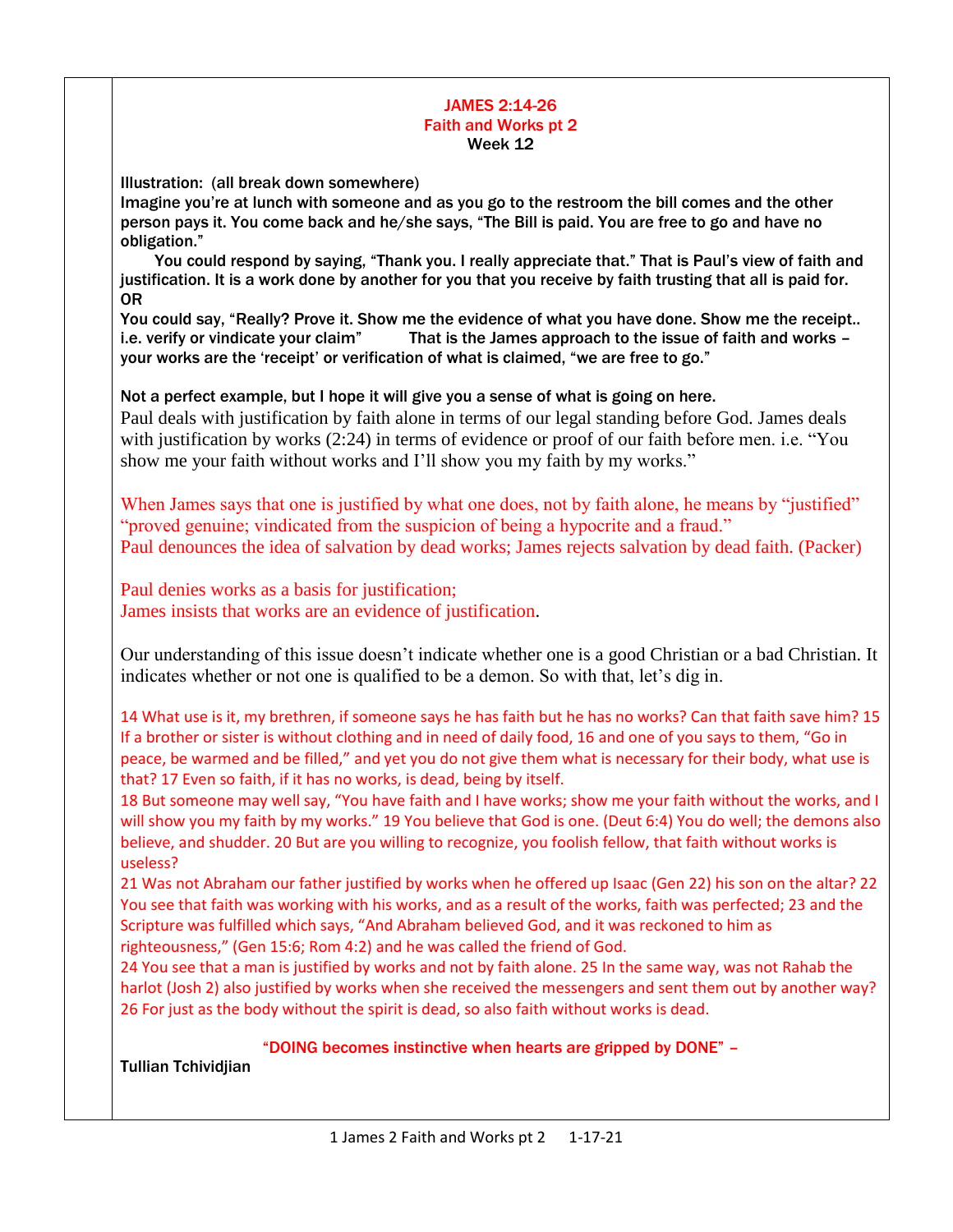# JAMES 2:14-26
## Faith and Works pt 2
### Week 12

**Illustration:** (all break down somewhere)

**Imagine you're at lunch with someone and as you go to the restroom the bill comes and the other person pays it. You come back and he/she says, "The Bill is paid. You are free to go and have no obligation."**

**You could respond by saying, "Thank you. I really appreciate that." That is Paul's view of faith and justification. It is a work done by another for you that you receive by faith trusting that all is paid for.**

**OR**

**You could say, "Really? Prove it. Show me the evidence of what you have done. Show me the receipt.. i.e. verify or vindicate your claim"  That is the James approach to the issue of faith and works – your works are the 'receipt' or verification of what is claimed, "we are free to go."**

**Not a perfect example, but I hope it will give you a sense of what is going on here.**

Paul deals with justification by faith alone in terms of our legal standing before God. James deals with justification by works (2:24) in terms of evidence or proof of our faith before men. i.e. "You show me your faith without works and I'll show you my faith by my works."

When James says that one is justified by what one does, not by faith alone, he means by "justified" "proved genuine; vindicated from the suspicion of being a hypocrite and a fraud."
Paul denounces the idea of salvation by dead works; James rejects salvation by dead faith. (Packer)

Paul denies works as a basis for justification;
James insists that works are an evidence of justification.

Our understanding of this issue doesn't indicate whether one is a good Christian or a bad Christian. It indicates whether or not one is qualified to be a demon. So with that, let's dig in.

14 What use is it, my brethren, if someone says he has faith but he has no works? Can that faith save him? 15 If a brother or sister is without clothing and in need of daily food, 16 and one of you says to them, "Go in peace, be warmed and be filled," and yet you do not give them what is necessary for their body, what use is that? 17 Even so faith, if it has no works, is dead, being by itself.

18 But someone may well say, "You have faith and I have works; show me your faith without the works, and I will show you my faith by my works." 19 You believe that God is one. (Deut 6:4) You do well; the demons also believe, and shudder. 20 But are you willing to recognize, you foolish fellow, that faith without works is useless?

21 Was not Abraham our father justified by works when he offered up Isaac (Gen 22) his son on the altar? 22 You see that faith was working with his works, and as a result of the works, faith was perfected; 23 and the Scripture was fulfilled which says, "And Abraham believed God, and it was reckoned to him as righteousness," (Gen 15:6; Rom 4:2) and he was called the friend of God.

24 You see that a man is justified by works and not by faith alone. 25 In the same way, was not Rahab the harlot (Josh 2) also justified by works when she received the messengers and sent them out by another way? 26 For just as the body without the spirit is dead, so also faith without works is dead.

**"DOING becomes instinctive when hearts are gripped by DONE" – Tullian Tchividjian**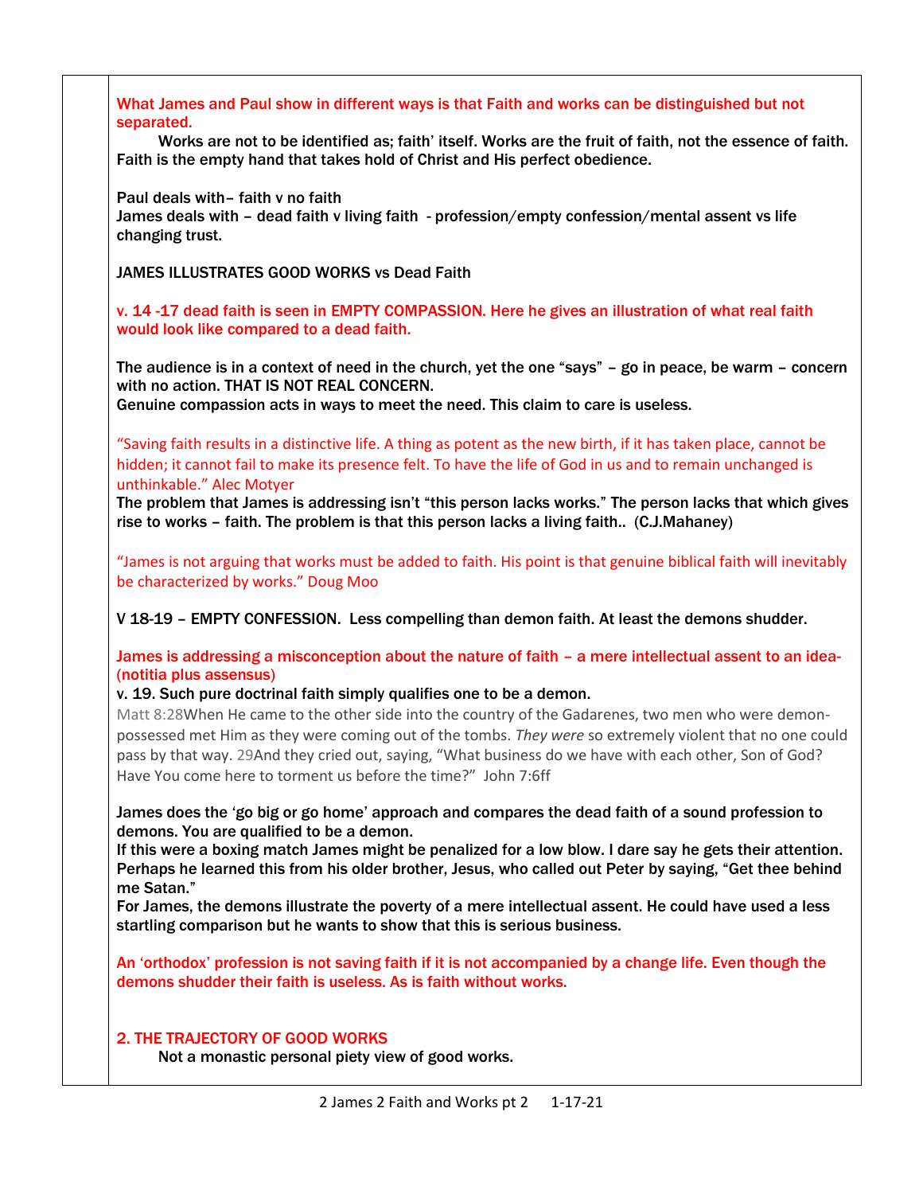**What James and Paul show in different ways is that Faith and works can be distinguished but not separated.**

**Works are not to be identified as; faith' itself. Works are the fruit of faith, not the essence of faith. Faith is the empty hand that takes hold of Christ and His perfect obedience.**

**Paul deals with– faith v no faith**
**James deals with – dead faith v living faith - profession/empty confession/mental assent vs life changing trust.**

**JAMES ILLUSTRATES GOOD WORKS vs Dead Faith**

**v. 14 -17 dead faith is seen in EMPTY COMPASSION. Here he gives an illustration of what real faith would look like compared to a dead faith.**

**The audience is in a context of need in the church, yet the one "says" – go in peace, be warm – concern with no action. THAT IS NOT REAL CONCERN.**
**Genuine compassion acts in ways to meet the need. This claim to care is useless.**

"Saving faith results in a distinctive life. A thing as potent as the new birth, if it has taken place, cannot be hidden; it cannot fail to make its presence felt. To have the life of God in us and to remain unchanged is unthinkable." Alec Motyer

**The problem that James is addressing isn't "this person lacks works." The person lacks that which gives rise to works – faith. The problem is that this person lacks a living faith.. (C.J.Mahaney)**

"James is not arguing that works must be added to faith. His point is that genuine biblical faith will inevitably be characterized by works." Doug Moo

**V 18-19 – EMPTY CONFESSION. Less compelling than demon faith. At least the demons shudder.**

**James is addressing a misconception about the nature of faith – a mere intellectual assent to an idea- (notitia plus assensus)**

**v. 19. Such pure doctrinal faith simply qualifies one to be a demon.**

Matt 8:28 When He came to the other side into the country of the Gadarenes, two men who were demon-possessed met Him as they were coming out of the tombs. *They were* so extremely violent that no one could pass by that way. 29 And they cried out, saying, "What business do we have with each other, Son of God? Have You come here to torment us before the time?" John 7:6ff

**James does the 'go big or go home' approach and compares the dead faith of a sound profession to demons. You are qualified to be a demon.**
**If this were a boxing match James might be penalized for a low blow. I dare say he gets their attention. Perhaps he learned this from his older brother, Jesus, who called out Peter by saying, "Get thee behind me Satan."**
**For James, the demons illustrate the poverty of a mere intellectual assent. He could have used a less startling comparison but he wants to show that this is serious business.**

**An 'orthodox' profession is not saving faith if it is not accompanied by a change life. Even though the demons shudder their faith is useless. As is faith without works.**

**2. THE TRAJECTORY OF GOOD WORKS**

**Not a monastic personal piety view of good works.**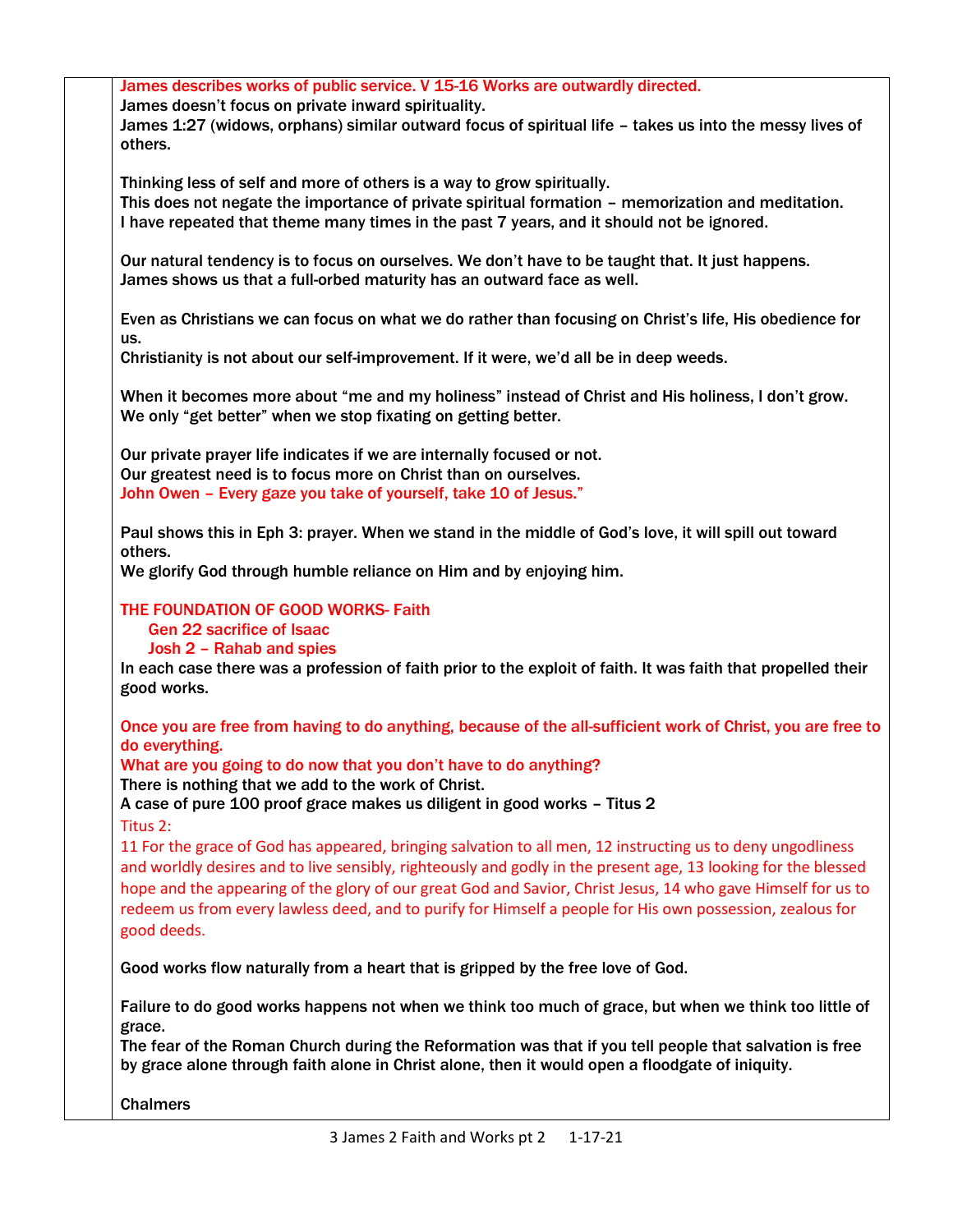James describes works of public service. V 15-16 Works are outwardly directed.
James doesn't focus on private inward spirituality.
James 1:27 (widows, orphans) similar outward focus of spiritual life – takes us into the messy lives of others.

Thinking less of self and more of others is a way to grow spiritually.
This does not negate the importance of private spiritual formation – memorization and meditation.
I have repeated that theme many times in the past 7 years, and it should not be ignored.

Our natural tendency is to focus on ourselves. We don't have to be taught that. It just happens.
James shows us that a full-orbed maturity has an outward face as well.

Even as Christians we can focus on what we do rather than focusing on Christ's life, His obedience for us.
Christianity is not about our self-improvement. If it were, we'd all be in deep weeds.

When it becomes more about "me and my holiness" instead of Christ and His holiness, I don't grow.
We only "get better" when we stop fixating on getting better.

Our private prayer life indicates if we are internally focused or not.
Our greatest need is to focus more on Christ than on ourselves.
John Owen – Every gaze you take of yourself, take 10 of Jesus."

Paul shows this in Eph 3: prayer. When we stand in the middle of God's love, it will spill out toward others.
We glorify God through humble reliance on Him and by enjoying him.

THE FOUNDATION OF GOOD WORKS- Faith

- Gen 22 sacrifice of Isaac
- Josh 2 – Rahab and spies

In each case there was a profession of faith prior to the exploit of faith. It was faith that propelled their good works.

Once you are free from having to do anything, because of the all-sufficient work of Christ, you are free to do everything.
What are you going to do now that you don't have to do anything?
There is nothing that we add to the work of Christ.
A case of pure 100 proof grace makes us diligent in good works – Titus 2
Titus 2:
11 For the grace of God has appeared, bringing salvation to all men, 12 instructing us to deny ungodliness and worldly desires and to live sensibly, righteously and godly in the present age, 13 looking for the blessed hope and the appearing of the glory of our great God and Savior, Christ Jesus, 14 who gave Himself for us to redeem us from every lawless deed, and to purify for Himself a people for His own possession, zealous for good deeds.

Good works flow naturally from a heart that is gripped by the free love of God.

Failure to do good works happens not when we think too much of grace, but when we think too little of grace.
The fear of the Roman Church during the Reformation was that if you tell people that salvation is free by grace alone through faith alone in Christ alone, then it would open a floodgate of iniquity.

Chalmers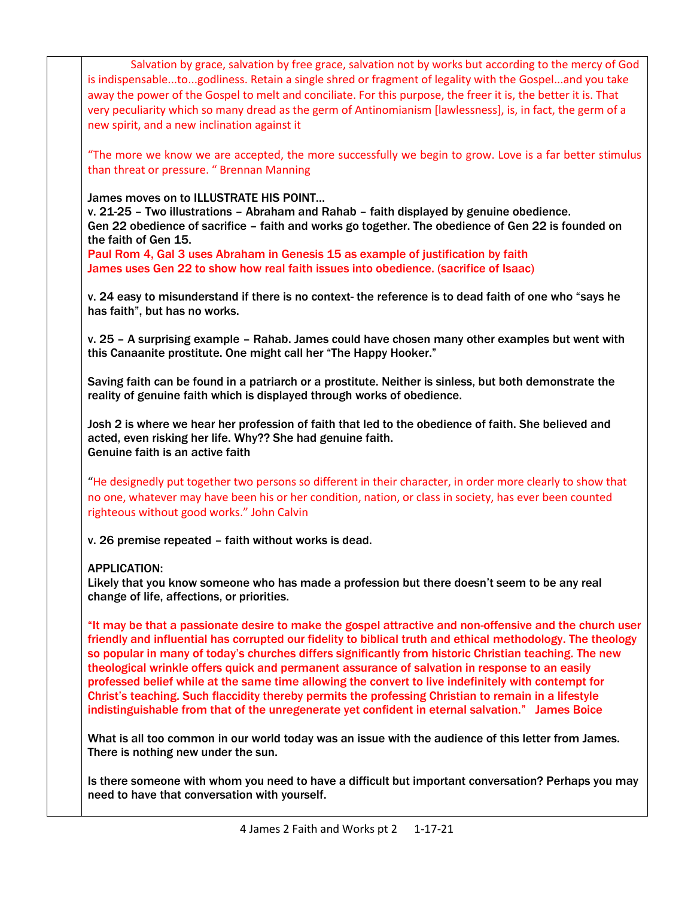Salvation by grace, salvation by free grace, salvation not by works but according to the mercy of God is indispensable…to…godliness. Retain a single shred or fragment of legality with the Gospel…and you take away the power of the Gospel to melt and conciliate. For this purpose, the freer it is, the better it is. That very peculiarity which so many dread as the germ of Antinomianism [lawlessness], is, in fact, the germ of a new spirit, and a new inclination against it

"The more we know we are accepted, the more successfully we begin to grow. Love is a far better stimulus than threat or pressure. " Brennan Manning

**James moves on to ILLUSTRATE HIS POINT…**
**v. 21-25 – Two illustrations – Abraham and Rahab – faith displayed by genuine obedience.**
**Gen 22 obedience of sacrifice – faith and works go together. The obedience of Gen 22 is founded on the faith of Gen 15.**
**Paul Rom 4, Gal 3 uses Abraham in Genesis 15 as example of justification by faith**
**James uses Gen 22 to show how real faith issues into obedience. (sacrifice of Isaac)**

**v. 24 easy to misunderstand if there is no context- the reference is to dead faith of one who "says he has faith", but has no works.**

**v. 25 – A surprising example – Rahab. James could have chosen many other examples but went with this Canaanite prostitute. One might call her "The Happy Hooker."**

**Saving faith can be found in a patriarch or a prostitute. Neither is sinless, but both demonstrate the reality of genuine faith which is displayed through works of obedience.**

**Josh 2 is where we hear her profession of faith that led to the obedience of faith. She believed and acted, even risking her life. Why?? She had genuine faith.**
**Genuine faith is an active faith**

"He designedly put together two persons so different in their character, in order more clearly to show that no one, whatever may have been his or her condition, nation, or class in society, has ever been counted righteous without good works." John Calvin

**v. 26 premise repeated – faith without works is dead.**

**APPLICATION:**
**Likely that you know someone who has made a profession but there doesn't seem to be any real change of life, affections, or priorities.**

**"It may be that a passionate desire to make the gospel attractive and non-offensive and the church user friendly and influential has corrupted our fidelity to biblical truth and ethical methodology. The theology so popular in many of today's churches differs significantly from historic Christian teaching. The new theological wrinkle offers quick and permanent assurance of salvation in response to an easily professed belief while at the same time allowing the convert to live indefinitely with contempt for Christ's teaching. Such flaccidity thereby permits the professing Christian to remain in a lifestyle indistinguishable from that of the unregenerate yet confident in eternal salvation." James Boice**

**What is all too common in our world today was an issue with the audience of this letter from James. There is nothing new under the sun.**

**Is there someone with whom you need to have a difficult but important conversation? Perhaps you may need to have that conversation with yourself.**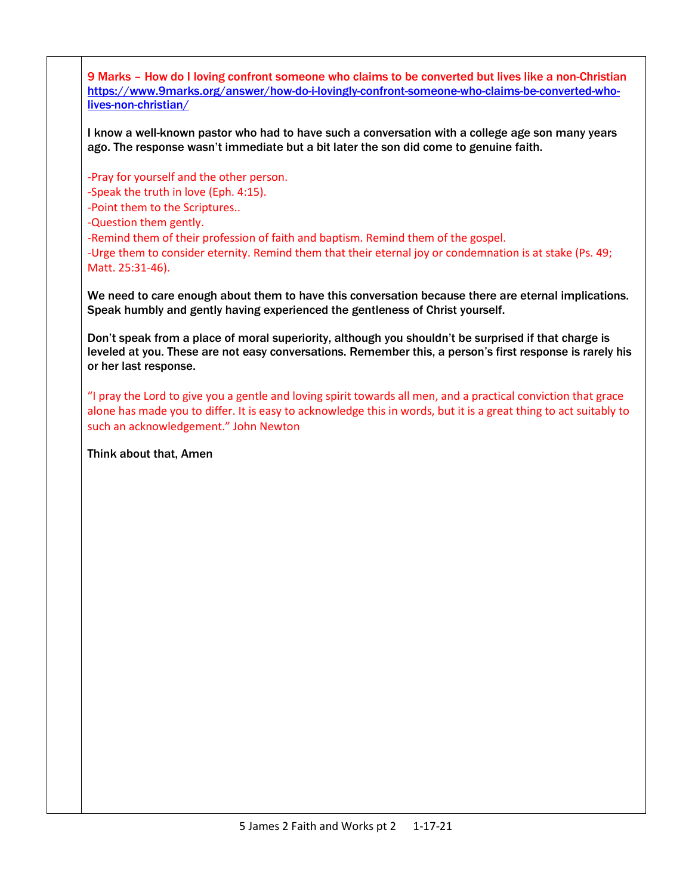**9 Marks – How do I loving confront someone who claims to be converted but lives like a non-Christian**
**https://www.9marks.org/answer/how-do-i-lovingly-confront-someone-who-claims-be-converted-who-lives-non-christian/**

**I know a well-known pastor who had to have such a conversation with a college age son many years ago. The response wasn't immediate but a bit later the son did come to genuine faith.**

-Pray for yourself and the other person.
-Speak the truth in love (Eph. 4:15).
-Point them to the Scriptures..
-Question them gently.
-Remind them of their profession of faith and baptism. Remind them of the gospel.
-Urge them to consider eternity. Remind them that their eternal joy or condemnation is at stake (Ps. 49; Matt. 25:31-46).

**We need to care enough about them to have this conversation because there are eternal implications. Speak humbly and gently having experienced the gentleness of Christ yourself.**

**Don't speak from a place of moral superiority, although you shouldn't be surprised if that charge is leveled at you. These are not easy conversations. Remember this, a person's first response is rarely his or her last response.**

"I pray the Lord to give you a gentle and loving spirit towards all men, and a practical conviction that grace alone has made you to differ. It is easy to acknowledge this in words, but it is a great thing to act suitably to such an acknowledgement." John Newton

**Think about that, Amen**